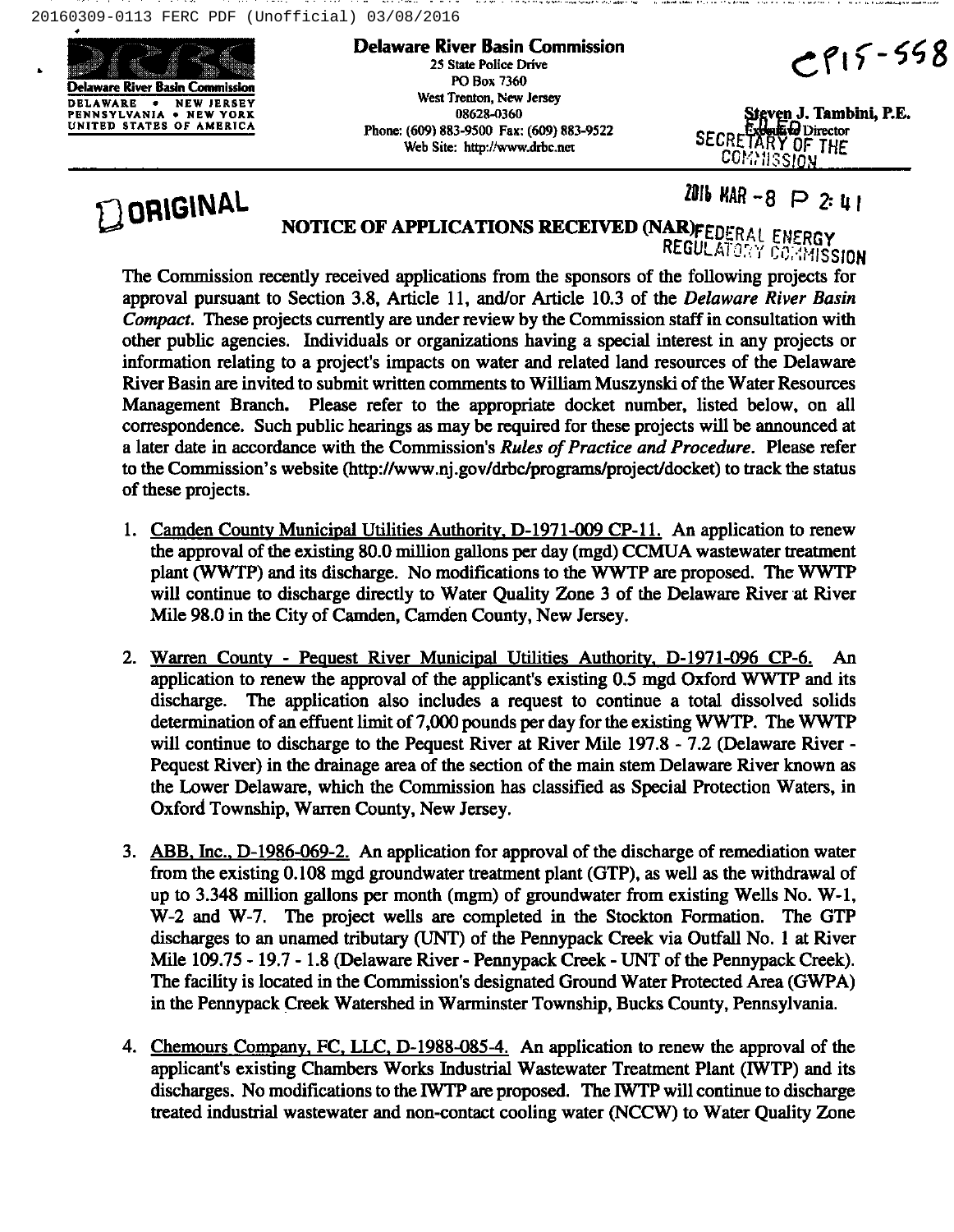20160309-0113 FERC PDF (Unofficial) 03/08/2016

Delaware River Basin Commission
DELAWARE • NEW JERSEY
PENNSYLVANIA • NEW YORK
UNITED STATES OF AMERICA

**Delaware River Basin Commission**
25 State Police Drive
PO Box 7360
West Trenton, New Jersey
08628-0360
Phone: (609) 883-9500 Fax: (609) 883-9522
Web Site: http://www.drbc.net

CP15-558

**Steven J. Tambini, P.E.**
Executive Director

FILED
SECRETARY OF THE COMMISSION

2016 MAR -8 P 2:41

ORIGINAL

FEDERAL ENERGY REGULATORY COMMISSION

## NOTICE OF APPLICATIONS RECEIVED (NAR)

The Commission recently received applications from the sponsors of the following projects for approval pursuant to Section 3.8, Article 11, and/or Article 10.3 of the *Delaware River Basin Compact*. These projects currently are under review by the Commission staff in consultation with other public agencies. Individuals or organizations having a special interest in any projects or information relating to a project's impacts on water and related land resources of the Delaware River Basin are invited to submit written comments to William Muszynski of the Water Resources Management Branch. Please refer to the appropriate docket number, listed below, on all correspondence. Such public hearings as may be required for these projects will be announced at a later date in accordance with the Commission's *Rules of Practice and Procedure*. Please refer to the Commission's website (http://www.nj.gov/drbc/programs/project/docket) to track the status of these projects.

1. <u>Camden County Municipal Utilities Authority, D-1971-009 CP-11.</u> An application to renew the approval of the existing 80.0 million gallons per day (mgd) CCMUA wastewater treatment plant (WWTP) and its discharge. No modifications to the WWTP are proposed. The WWTP will continue to discharge directly to Water Quality Zone 3 of the Delaware River at River Mile 98.0 in the City of Camden, Camden County, New Jersey.

2. <u>Warren County - Pequest River Municipal Utilities Authority, D-1971-096 CP-6.</u> An application to renew the approval of the applicant's existing 0.5 mgd Oxford WWTP and its discharge. The application also includes a request to continue a total dissolved solids determination of an effuent limit of 7,000 pounds per day for the existing WWTP. The WWTP will continue to discharge to the Pequest River at River Mile 197.8 - 7.2 (Delaware River - Pequest River) in the drainage area of the section of the main stem Delaware River known as the Lower Delaware, which the Commission has classified as Special Protection Waters, in Oxford Township, Warren County, New Jersey.

3. <u>ABB, Inc., D-1986-069-2.</u> An application for approval of the discharge of remediation water from the existing 0.108 mgd groundwater treatment plant (GTP), as well as the withdrawal of up to 3.348 million gallons per month (mgm) of groundwater from existing Wells No. W-1, W-2 and W-7. The project wells are completed in the Stockton Formation. The GTP discharges to an unamed tributary (UNT) of the Pennypack Creek via Outfall No. 1 at River Mile 109.75 - 19.7 - 1.8 (Delaware River - Pennypack Creek - UNT of the Pennypack Creek). The facility is located in the Commission's designated Ground Water Protected Area (GWPA) in the Pennypack Creek Watershed in Warminster Township, Bucks County, Pennsylvania.

4. <u>Chemours Company, FC, LLC, D-1988-085-4.</u> An application to renew the approval of the applicant's existing Chambers Works Industrial Wastewater Treatment Plant (IWTP) and its discharges. No modifications to the IWTP are proposed. The IWTP will continue to discharge treated industrial wastewater and non-contact cooling water (NCCW) to Water Quality Zone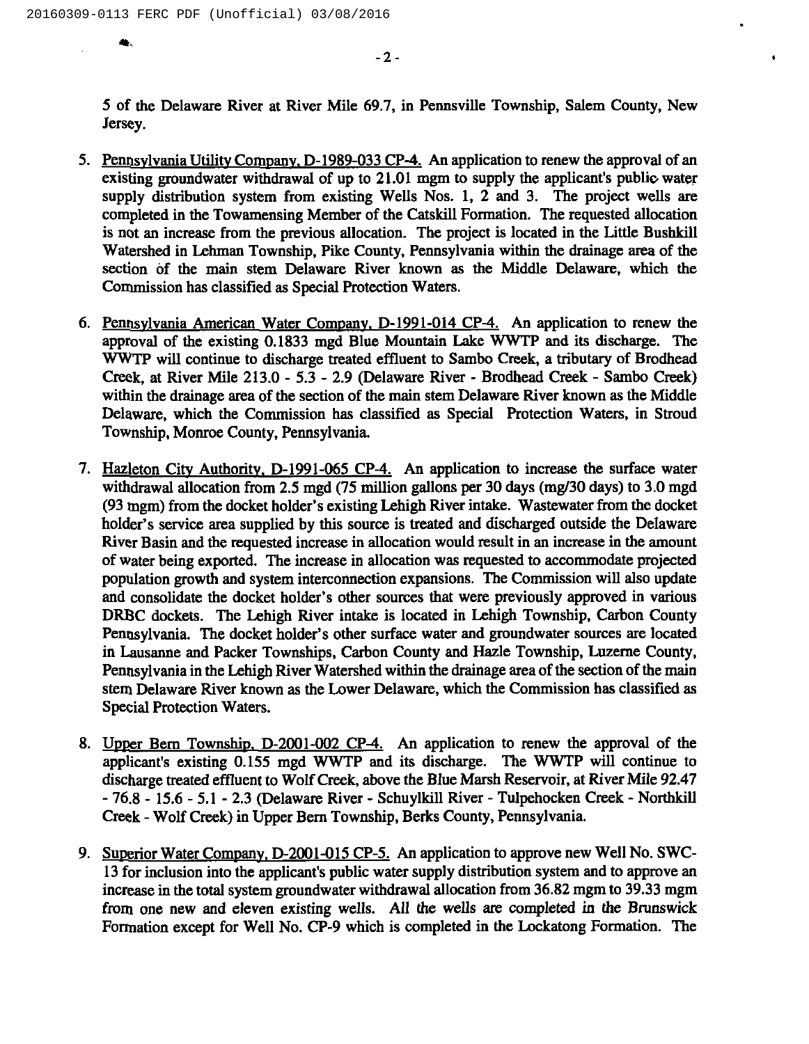5 of the Delaware River at River Mile 69.7, in Pennsville Township, Salem County, New Jersey.

5. Pennsylvania Utility Company, D-1989-033 CP-4. An application to renew the approval of an existing groundwater withdrawal of up to 21.01 mgm to supply the applicant's public water supply distribution system from existing Wells Nos. 1, 2 and 3. The project wells are completed in the Towamensing Member of the Catskill Formation. The requested allocation is not an increase from the previous allocation. The project is located in the Little Bushkill Watershed in Lehman Township, Pike County, Pennsylvania within the drainage area of the section of the main stem Delaware River known as the Middle Delaware, which the Commission has classified as Special Protection Waters.

6. Pennsylvania American Water Company, D-1991-014 CP-4. An application to renew the approval of the existing 0.1833 mgd Blue Mountain Lake WWTP and its discharge. The WWTP will continue to discharge treated effluent to Sambo Creek, a tributary of Brodhead Creek, at River Mile 213.0 - 5.3 - 2.9 (Delaware River - Brodhead Creek - Sambo Creek) within the drainage area of the section of the main stem Delaware River known as the Middle Delaware, which the Commission has classified as Special Protection Waters, in Stroud Township, Monroe County, Pennsylvania.

7. Hazleton City Authority, D-1991-065 CP-4. An application to increase the surface water withdrawal allocation from 2.5 mgd (75 million gallons per 30 days (mg/30 days) to 3.0 mgd (93 mgm) from the docket holder's existing Lehigh River intake. Wastewater from the docket holder's service area supplied by this source is treated and discharged outside the Delaware River Basin and the requested increase in allocation would result in an increase in the amount of water being exported. The increase in allocation was requested to accommodate projected population growth and system interconnection expansions. The Commission will also update and consolidate the docket holder's other sources that were previously approved in various DRBC dockets. The Lehigh River intake is located in Lehigh Township, Carbon County Pennsylvania. The docket holder's other surface water and groundwater sources are located in Lausanne and Packer Townships, Carbon County and Hazle Township, Luzerne County, Pennsylvania in the Lehigh River Watershed within the drainage area of the section of the main stem Delaware River known as the Lower Delaware, which the Commission has classified as Special Protection Waters.

8. Upper Bern Township, D-2001-002 CP-4. An application to renew the approval of the applicant's existing 0.155 mgd WWTP and its discharge. The WWTP will continue to discharge treated effluent to Wolf Creek, above the Blue Marsh Reservoir, at River Mile 92.47 - 76.8 - 15.6 - 5.1 - 2.3 (Delaware River - Schuylkill River - Tulpehocken Creek - Northkill Creek - Wolf Creek) in Upper Bern Township, Berks County, Pennsylvania.

9. Superior Water Company, D-2001-015 CP-5. An application to approve new Well No. SWC-13 for inclusion into the applicant's public water supply distribution system and to approve an increase in the total system groundwater withdrawal allocation from 36.82 mgm to 39.33 mgm from one new and eleven existing wells. All the wells are completed in the Brunswick Formation except for Well No. CP-9 which is completed in the Lockatong Formation. The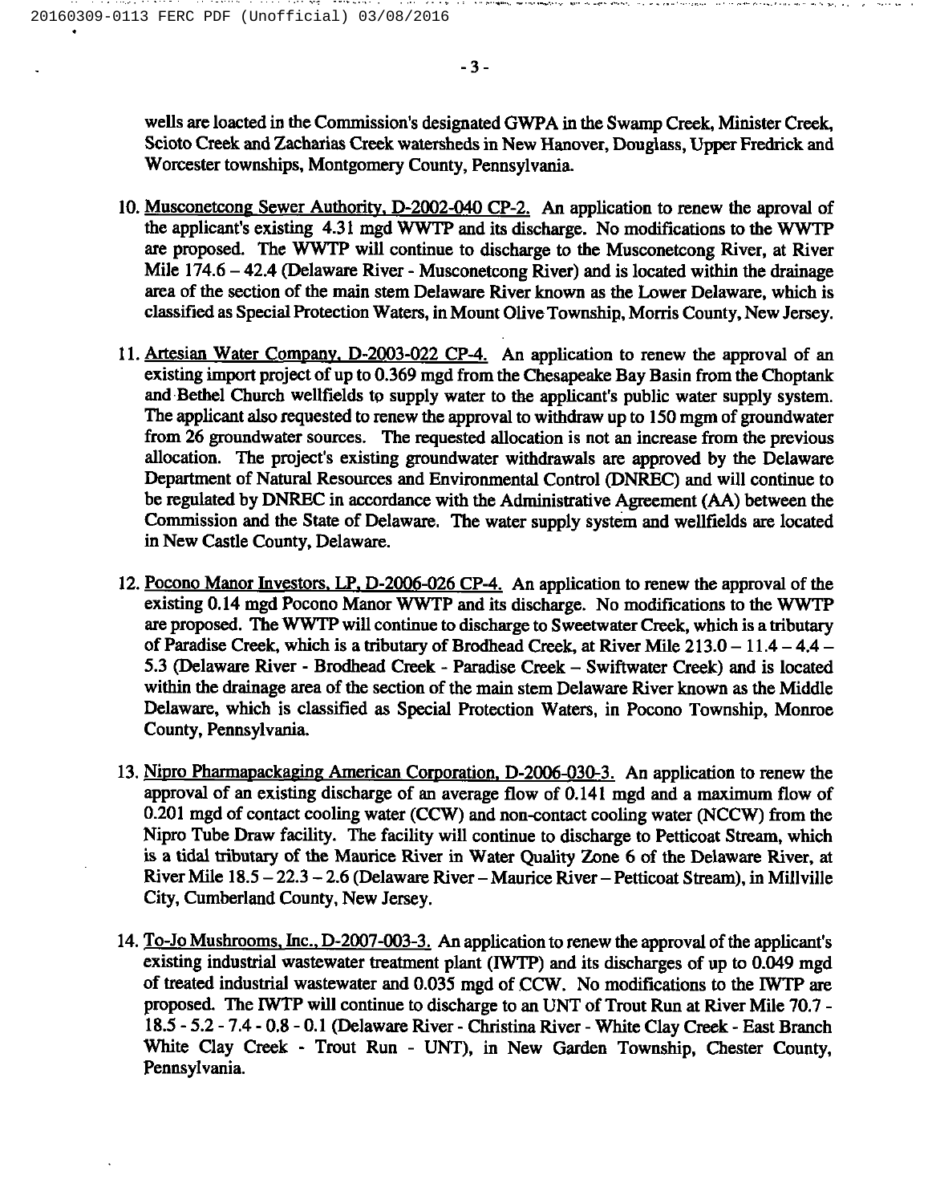wells are loacted in the Commission's designated GWPA in the Swamp Creek, Minister Creek, Scioto Creek and Zacharias Creek watersheds in New Hanover, Douglass, Upper Fredrick and Worcester townships, Montgomery County, Pennsylvania.

10. Musconetcong Sewer Authority, D-2002-040 CP-2. An application to renew the aproval of the applicant's existing 4.31 mgd WWTP and its discharge. No modifications to the WWTP are proposed. The WWTP will continue to discharge to the Musconetcong River, at River Mile 174.6 – 42.4 (Delaware River - Musconetcong River) and is located within the drainage area of the section of the main stem Delaware River known as the Lower Delaware, which is classified as Special Protection Waters, in Mount Olive Township, Morris County, New Jersey.

11. Artesian Water Company, D-2003-022 CP-4. An application to renew the approval of an existing import project of up to 0.369 mgd from the Chesapeake Bay Basin from the Choptank and Bethel Church wellfields to supply water to the applicant's public water supply system. The applicant also requested to renew the approval to withdraw up to 150 mgm of groundwater from 26 groundwater sources. The requested allocation is not an increase from the previous allocation. The project's existing groundwater withdrawals are approved by the Delaware Department of Natural Resources and Environmental Control (DNREC) and will continue to be regulated by DNREC in accordance with the Administrative Agreement (AA) between the Commission and the State of Delaware. The water supply system and wellfields are located in New Castle County, Delaware.

12. Pocono Manor Investors, LP, D-2006-026 CP-4. An application to renew the approval of the existing 0.14 mgd Pocono Manor WWTP and its discharge. No modifications to the WWTP are proposed. The WWTP will continue to discharge to Sweetwater Creek, which is a tributary of Paradise Creek, which is a tributary of Brodhead Creek, at River Mile 213.0 – 11.4 – 4.4 – 5.3 (Delaware River - Brodhead Creek - Paradise Creek – Swiftwater Creek) and is located within the drainage area of the section of the main stem Delaware River known as the Middle Delaware, which is classified as Special Protection Waters, in Pocono Township, Monroe County, Pennsylvania.

13. Nipro Pharmapackaging American Corporation, D-2006-030-3. An application to renew the approval of an existing discharge of an average flow of 0.141 mgd and a maximum flow of 0.201 mgd of contact cooling water (CCW) and non-contact cooling water (NCCW) from the Nipro Tube Draw facility. The facility will continue to discharge to Petticoat Stream, which is a tidal tributary of the Maurice River in Water Quality Zone 6 of the Delaware River, at River Mile 18.5 – 22.3 – 2.6 (Delaware River – Maurice River – Petticoat Stream), in Millville City, Cumberland County, New Jersey.

14. To-Jo Mushrooms, Inc., D-2007-003-3. An application to renew the approval of the applicant's existing industrial wastewater treatment plant (IWTP) and its discharges of up to 0.049 mgd of treated industrial wastewater and 0.035 mgd of CCW. No modifications to the IWTP are proposed. The IWTP will continue to discharge to an UNT of Trout Run at River Mile 70.7 - 18.5 - 5.2 - 7.4 - 0.8 - 0.1 (Delaware River - Christina River - White Clay Creek - East Branch White Clay Creek - Trout Run - UNT), in New Garden Township, Chester County, Pennsylvania.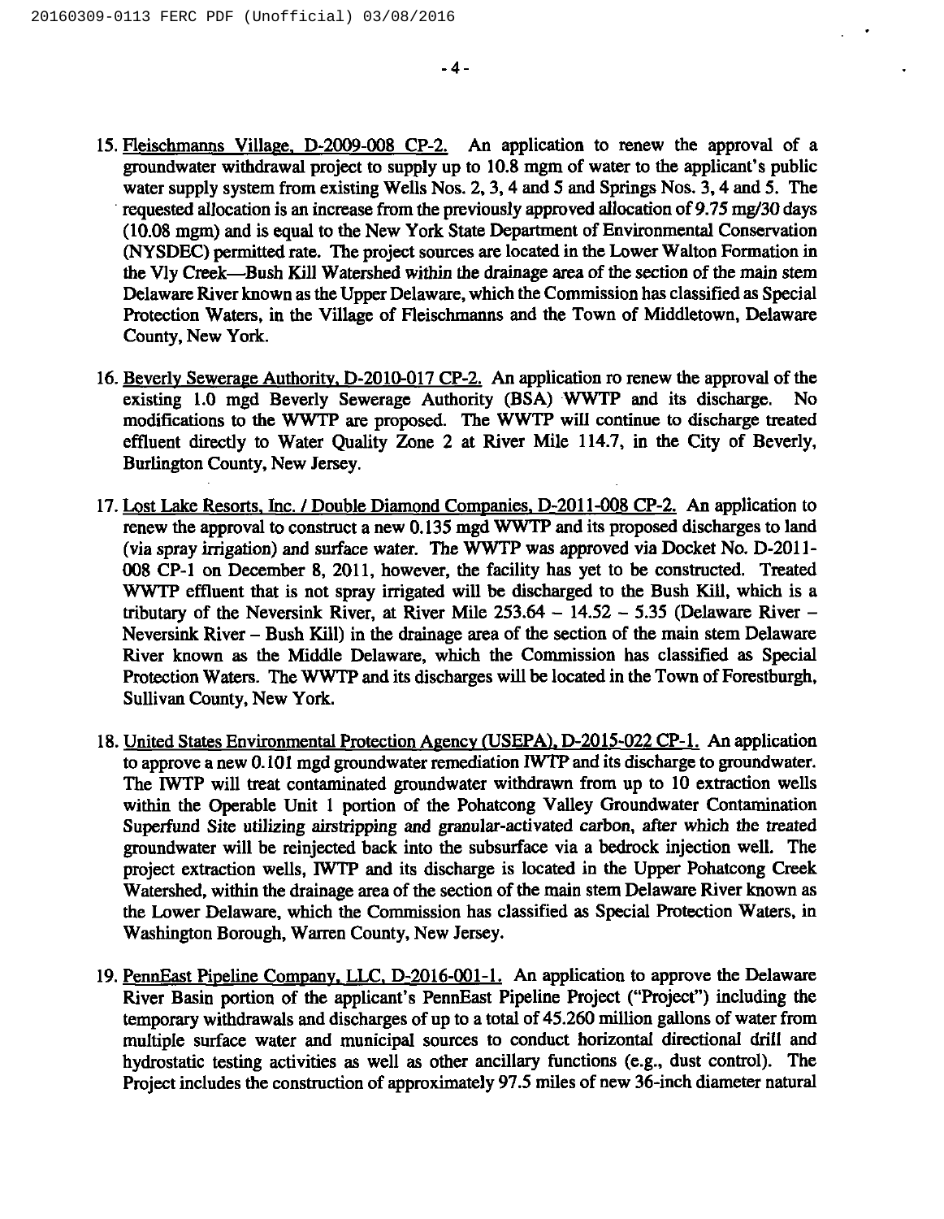15. Fleischmanns Village, D-2009-008 CP-2. An application to renew the approval of a groundwater withdrawal project to supply up to 10.8 mgm of water to the applicant's public water supply system from existing Wells Nos. 2, 3, 4 and 5 and Springs Nos. 3, 4 and 5. The requested allocation is an increase from the previously approved allocation of 9.75 mg/30 days (10.08 mgm) and is equal to the New York State Department of Environmental Conservation (NYSDEC) permitted rate. The project sources are located in the Lower Walton Formation in the Vly Creek—Bush Kill Watershed within the drainage area of the section of the main stem Delaware River known as the Upper Delaware, which the Commission has classified as Special Protection Waters, in the Village of Fleischmanns and the Town of Middletown, Delaware County, New York.

16. Beverly Sewerage Authority, D-2010-017 CP-2. An application ro renew the approval of the existing 1.0 mgd Beverly Sewerage Authority (BSA) WWTP and its discharge. No modifications to the WWTP are proposed. The WWTP will continue to discharge treated effluent directly to Water Quality Zone 2 at River Mile 114.7, in the City of Beverly, Burlington County, New Jersey.

17. Lost Lake Resorts, Inc. / Double Diamond Companies, D-2011-008 CP-2. An application to renew the approval to construct a new 0.135 mgd WWTP and its proposed discharges to land (via spray irrigation) and surface water. The WWTP was approved via Docket No. D-2011-008 CP-1 on December 8, 2011, however, the facility has yet to be constructed. Treated WWTP effluent that is not spray irrigated will be discharged to the Bush Kill, which is a tributary of the Neversink River, at River Mile 253.64 – 14.52 – 5.35 (Delaware River – Neversink River – Bush Kill) in the drainage area of the section of the main stem Delaware River known as the Middle Delaware, which the Commission has classified as Special Protection Waters. The WWTP and its discharges will be located in the Town of Forestburgh, Sullivan County, New York.

18. United States Environmental Protection Agency (USEPA), D-2015-022 CP-1. An application to approve a new 0.101 mgd groundwater remediation IWTP and its discharge to groundwater. The IWTP will treat contaminated groundwater withdrawn from up to 10 extraction wells within the Operable Unit 1 portion of the Pohatcong Valley Groundwater Contamination Superfund Site utilizing airstripping and granular-activated carbon, after which the treated groundwater will be reinjected back into the subsurface via a bedrock injection well. The project extraction wells, IWTP and its discharge is located in the Upper Pohatcong Creek Watershed, within the drainage area of the section of the main stem Delaware River known as the Lower Delaware, which the Commission has classified as Special Protection Waters, in Washington Borough, Warren County, New Jersey.

19. PennEast Pipeline Company, LLC, D-2016-001-1. An application to approve the Delaware River Basin portion of the applicant's PennEast Pipeline Project ("Project") including the temporary withdrawals and discharges of up to a total of 45.260 million gallons of water from multiple surface water and municipal sources to conduct horizontal directional drill and hydrostatic testing activities as well as other ancillary functions (e.g., dust control). The Project includes the construction of approximately 97.5 miles of new 36-inch diameter natural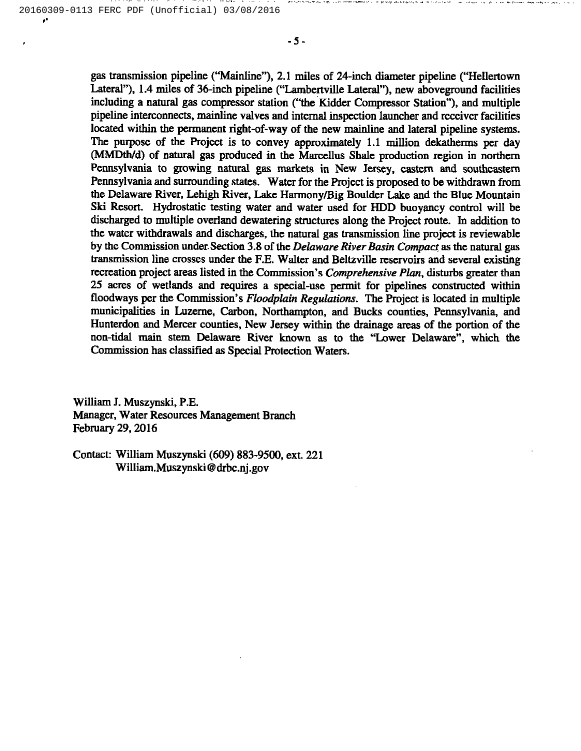gas transmission pipeline ("Mainline"), 2.1 miles of 24-inch diameter pipeline ("Hellertown Lateral"), 1.4 miles of 36-inch pipeline ("Lambertville Lateral"), new aboveground facilities including a natural gas compressor station ("the Kidder Compressor Station"), and multiple pipeline interconnects, mainline valves and internal inspection launcher and receiver facilities located within the permanent right-of-way of the new mainline and lateral pipeline systems. The purpose of the Project is to convey approximately 1.1 million dekatherms per day (MMDth/d) of natural gas produced in the Marcellus Shale production region in northern Pennsylvania to growing natural gas markets in New Jersey, eastern and southeastern Pennsylvania and surrounding states. Water for the Project is proposed to be withdrawn from the Delaware River, Lehigh River, Lake Harmony/Big Boulder Lake and the Blue Mountain Ski Resort. Hydrostatic testing water and water used for HDD buoyancy control will be discharged to multiple overland dewatering structures along the Project route. In addition to the water withdrawals and discharges, the natural gas transmission line project is reviewable by the Commission under Section 3.8 of the *Delaware River Basin Compact* as the natural gas transmission line crosses under the F.E. Walter and Beltzville reservoirs and several existing recreation project areas listed in the Commission's *Comprehensive Plan*, disturbs greater than 25 acres of wetlands and requires a special-use permit for pipelines constructed within floodways per the Commission's *Floodplain Regulations*. The Project is located in multiple municipalities in Luzerne, Carbon, Northampton, and Bucks counties, Pennsylvania, and Hunterdon and Mercer counties, New Jersey within the drainage areas of the portion of the non-tidal main stem Delaware River known as to the "Lower Delaware", which the Commission has classified as Special Protection Waters.

William J. Muszynski, P.E.
Manager, Water Resources Management Branch
February 29, 2016

Contact: William Muszynski (609) 883-9500, ext. 221
William.Muszynski@drbc.nj.gov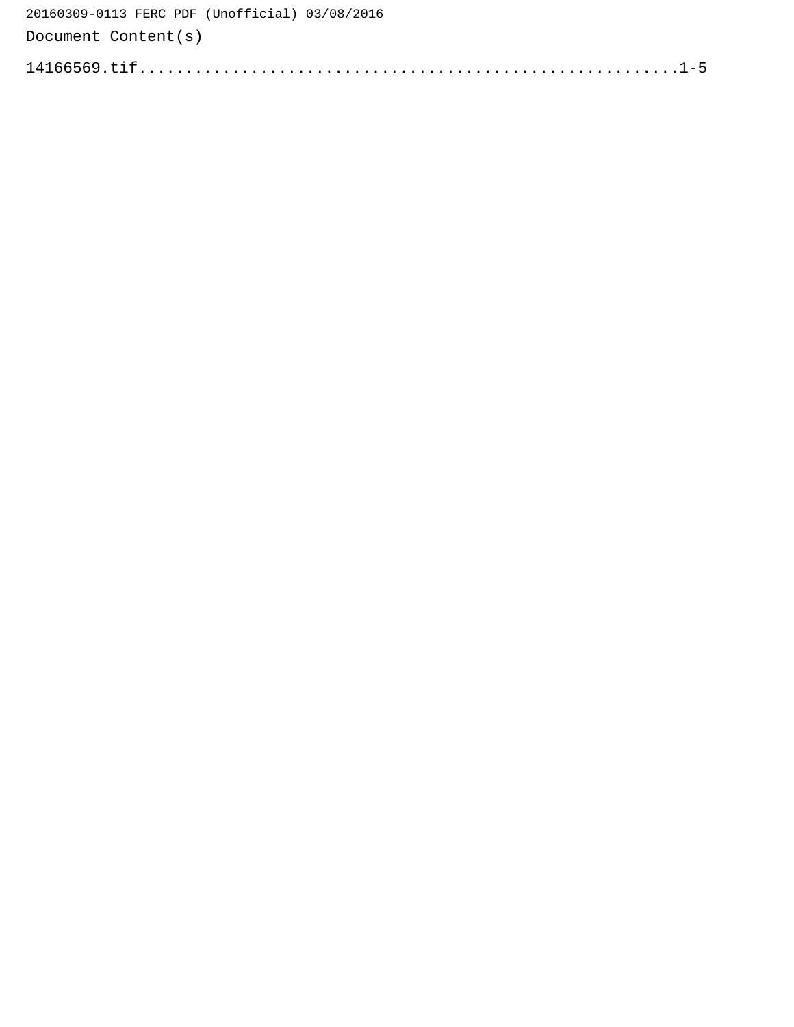Document Content(s)

14166569.tif......................................................1-5